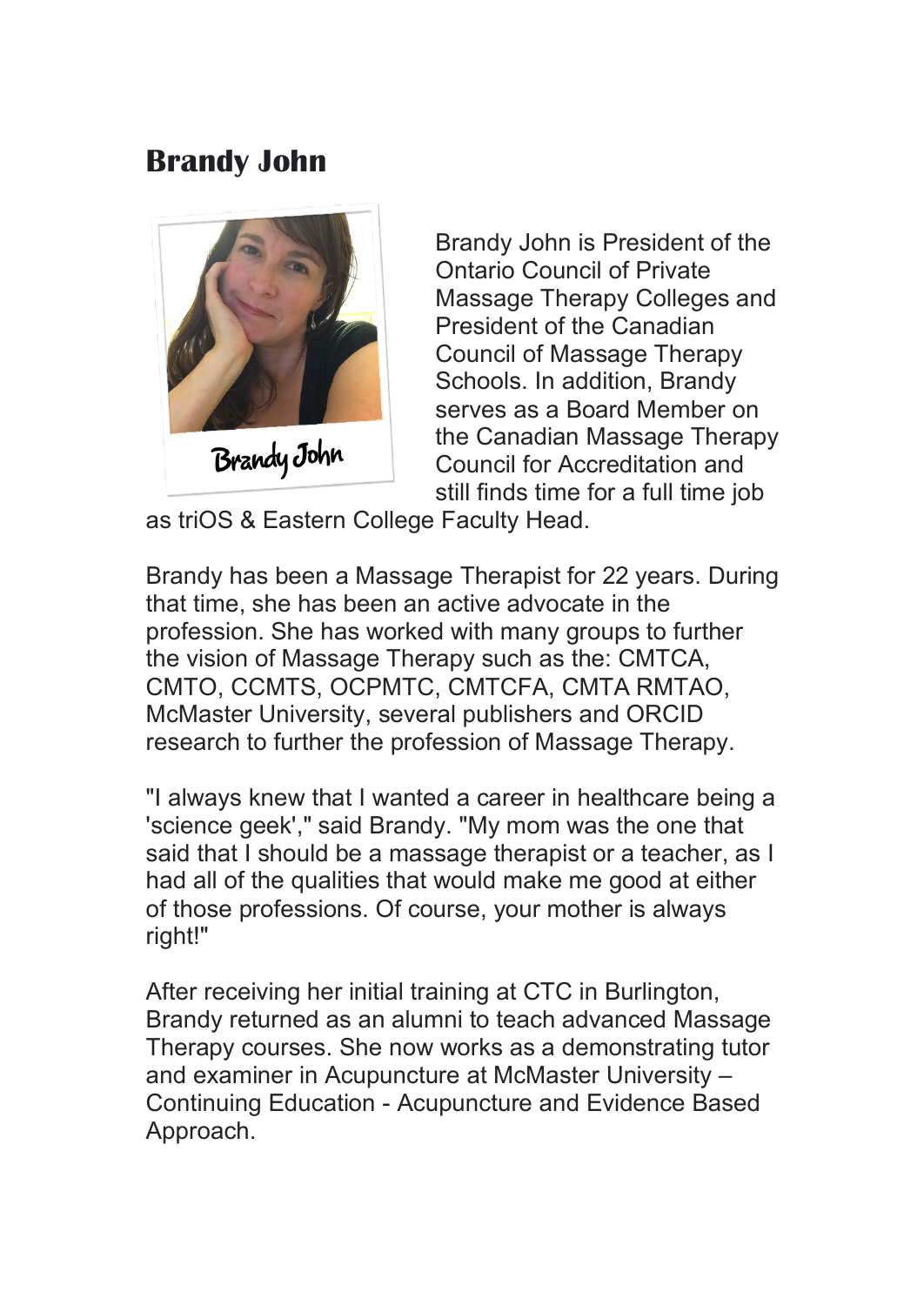# Brandy John

Brandy John is President of the Ontario Council of Private Massage Therapy Colleges and President of the Canadian Council of Massage Therapy Schools. In addition, Brandy serves as a Board Member on the Canadian Massage Therapy Council for Accreditation and still finds time for a full time job as triOS & Eastern College Faculty Head.

Brandy has been a Massage Therapist for 22 years. During that time, she has been an active advocate in the profession. She has worked with many groups to further the vision of Massage Therapy such as the: CMTCA, CMTO, CCMTS, OCPMTC, CMTCFA, CMTA RMTAO, McMaster University, several publishers and ORCID research to further the profession of Massage Therapy.

"I always knew that I wanted a career in healthcare being a 'science geek'," said Brandy. "My mom was the one that said that I should be a massage therapist or a teacher, as I had all of the qualities that would make me good at either of those professions. Of course, your mother is always right!"

After receiving her initial training at CTC in Burlington, Brandy returned as an alumni to teach advanced Massage Therapy courses. She now works as a demonstrating tutor and examiner in Acupuncture at McMaster University – Continuing Education - Acupuncture and Evidence Based Approach.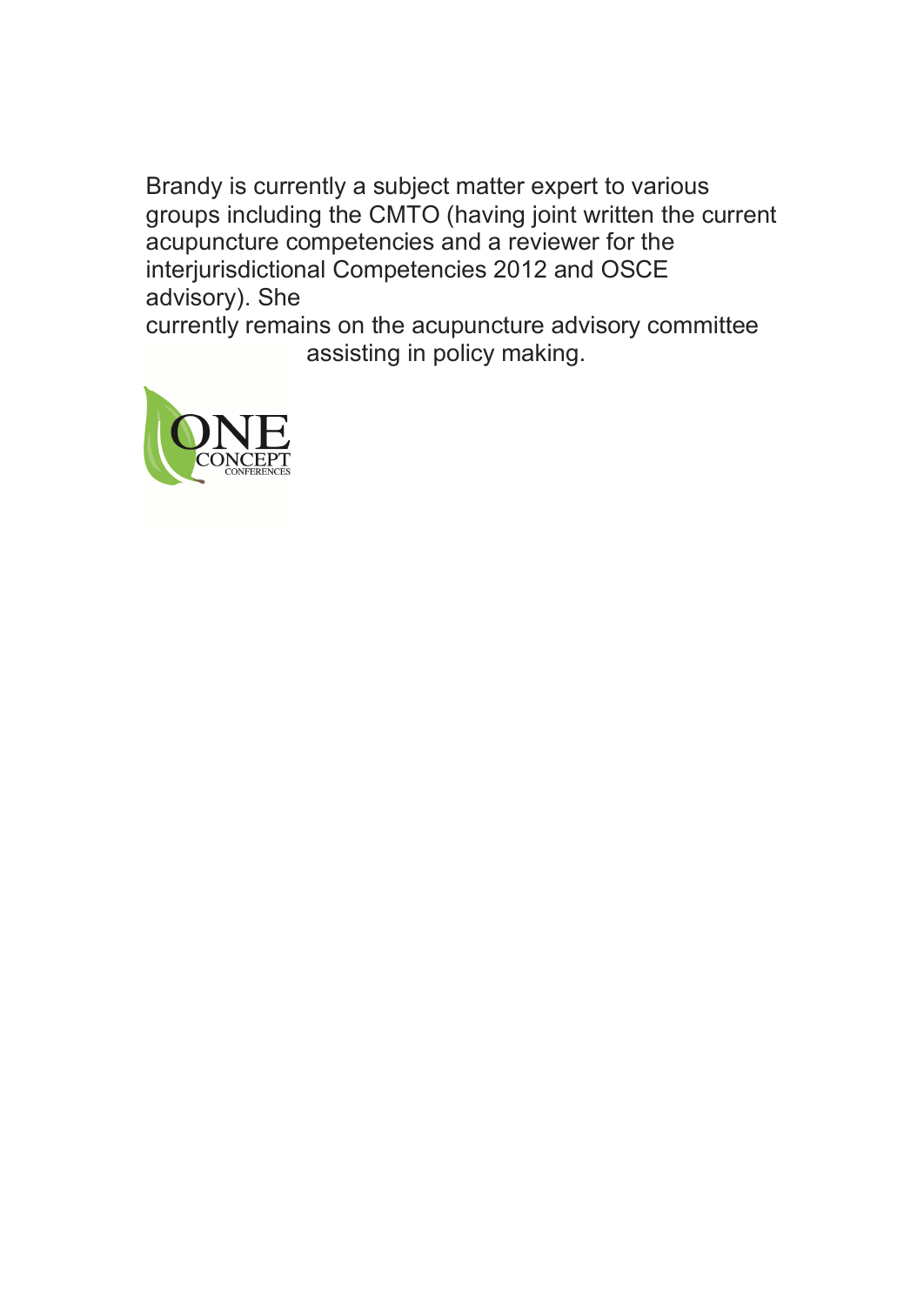Brandy is currently a subject matter expert to various groups including the CMTO (having joint written the current acupuncture competencies and a reviewer for the interjurisdictional Competencies 2012 and OSCE advisory). She currently remains on the acupuncture advisory committee assisting in policy making.